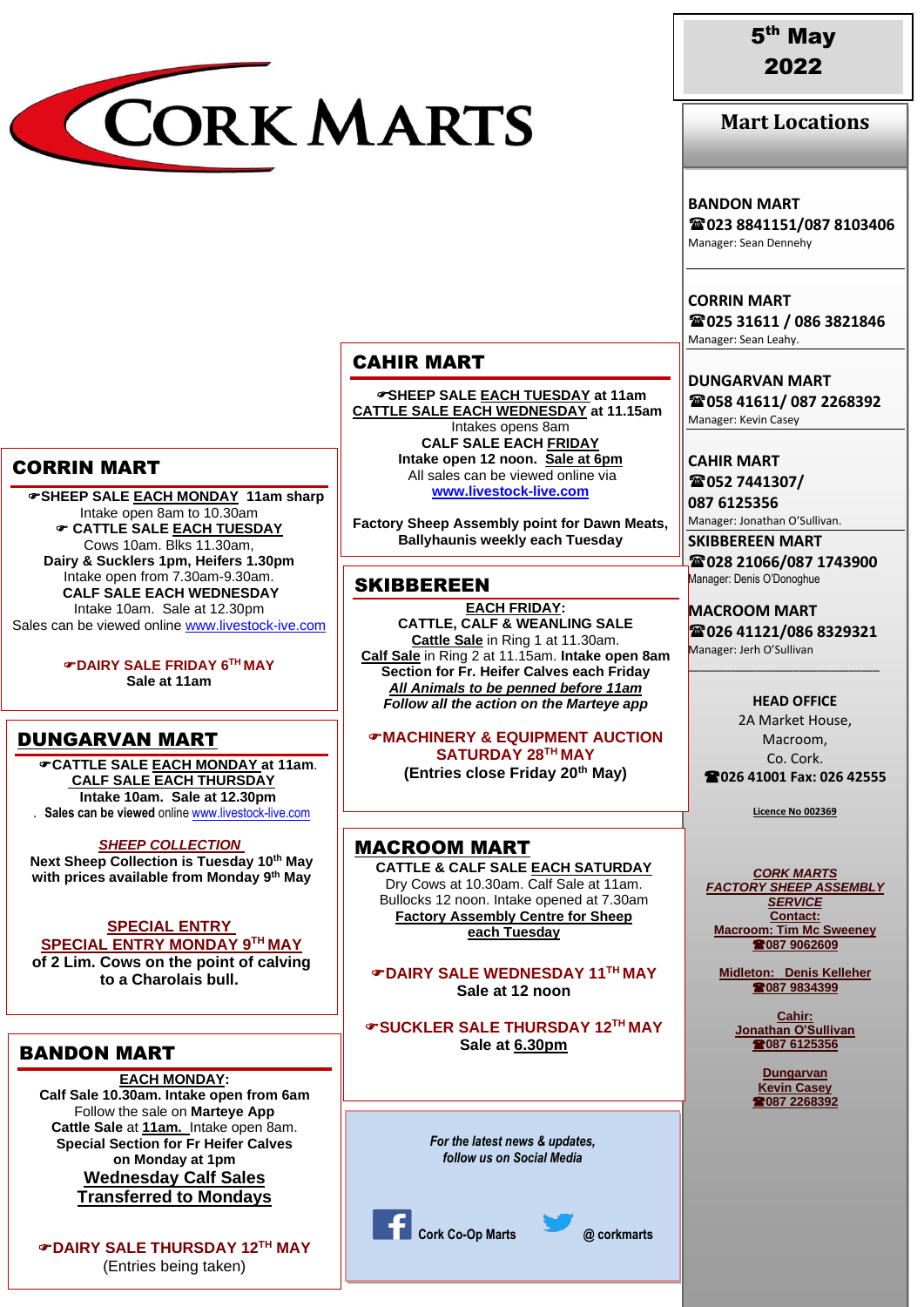# CORK MARTS

**5th May 2022**

## Mart Locations

**BANDON MART**
☎023 8841151/087 8103406
Manager: Sean Dennehy

**CORRIN MART**
☎025 31611 / 086 3821846
Manager: Sean Leahy.

**DUNGARVAN MART**
☎058 41611/ 087 2268392
Manager: Kevin Casey

**CAHIR MART**
☎052 7441307/
087 6125356
Manager: Jonathan O'Sullivan.

**SKIBBEREEN MART**
☎028 21066/087 1743900
Manager: Denis O'Donoghue

**MACROOM MART**
☎026 41121/086 8329321
Manager: Jerh O'Sullivan

**HEAD OFFICE**
2A Market House,
Macroom,
Co. Cork.
☎026 41001 Fax: 026 42555

Licence No 002369

***CORK MARTS FACTORY SHEEP ASSEMBLY SERVICE***
**Contact:**
**Macroom: Tim Mc Sweeney**
**☎087 9062609**

**Midleton: Denis Kelleher**
**☎087 9834399**

**Cahir: Jonathan O'Sullivan**
**☎087 6125356**

**Dungarvan Kevin Casey**
**☎087 2268392**

## CAHIR MART

**☞SHEEP SALE EACH TUESDAY at 11am**
**CATTLE SALE EACH WEDNESDAY at 11.15am**
Intakes opens 8am
**CALF SALE EACH FRIDAY**
**Intake open 12 noon. Sale at 6pm**
All sales can be viewed online via
**www.livestock-live.com**

**Factory Sheep Assembly point for Dawn Meats, Ballyhaunis weekly each Tuesday**

## CORRIN MART

**☞SHEEP SALE EACH MONDAY 11am sharp**
Intake open 8am to 10.30am
**☞ CATTLE SALE EACH TUESDAY**
Cows 10am. Blks 11.30am,
**Dairy & Sucklers 1pm, Heifers 1.30pm**
Intake open from 7.30am-9.30am.
**CALF SALE EACH WEDNESDAY**
Intake 10am. Sale at 12.30pm
Sales can be viewed online www.livestock-ive.com

**☞DAIRY SALE FRIDAY 6TH MAY**
**Sale at 11am**

## SKIBBEREEN

**EACH FRIDAY:**
**CATTLE, CALF & WEANLING SALE**
**Cattle Sale** in Ring 1 at 11.30am.
**Calf Sale** in Ring 2 at 11.15am. **Intake open 8am**
**Section for Fr. Heifer Calves each Friday**
***All Animals to be penned before 11am***
***Follow all the action on the Marteye app***

**☞MACHINERY & EQUIPMENT AUCTION SATURDAY 28TH MAY**
**(Entries close Friday 20th May)**

## DUNGARVAN MART

**☞CATTLE SALE EACH MONDAY at 11am.**
**CALF SALE EACH THURSDAY**
**Intake 10am. Sale at 12.30pm**
. **Sales can be viewed** online www.livestock-live.com

***SHEEP COLLECTION***
**Next Sheep Collection is Tuesday 10th May with prices available from Monday 9th May**

**SPECIAL ENTRY**
**SPECIAL ENTRY MONDAY 9TH MAY**
**of 2 Lim. Cows on the point of calving to a Charolais bull.**

## MACROOM MART

**CATTLE & CALF SALE EACH SATURDAY**
Dry Cows at 10.30am. Calf Sale at 11am.
Bullocks 12 noon. Intake opened at 7.30am
**Factory Assembly Centre for Sheep each Tuesday**

**☞DAIRY SALE WEDNESDAY 11TH MAY**
**Sale at 12 noon**

**☞SUCKLER SALE THURSDAY 12TH MAY**
**Sale at 6.30pm**

## BANDON MART

**EACH MONDAY:**
**Calf Sale 10.30am. Intake open from 6am**
Follow the sale on **Marteye App**
**Cattle Sale** at **11am.** Intake open 8am.
**Special Section for Fr Heifer Calves on Monday at 1pm**
**Wednesday Calf Sales Transferred to Mondays**

**☞DAIRY SALE THURSDAY 12TH MAY**
(Entries being taken)

*For the latest news & updates, follow us on Social Media*

Cork Co-Op Marts    @ corkmarts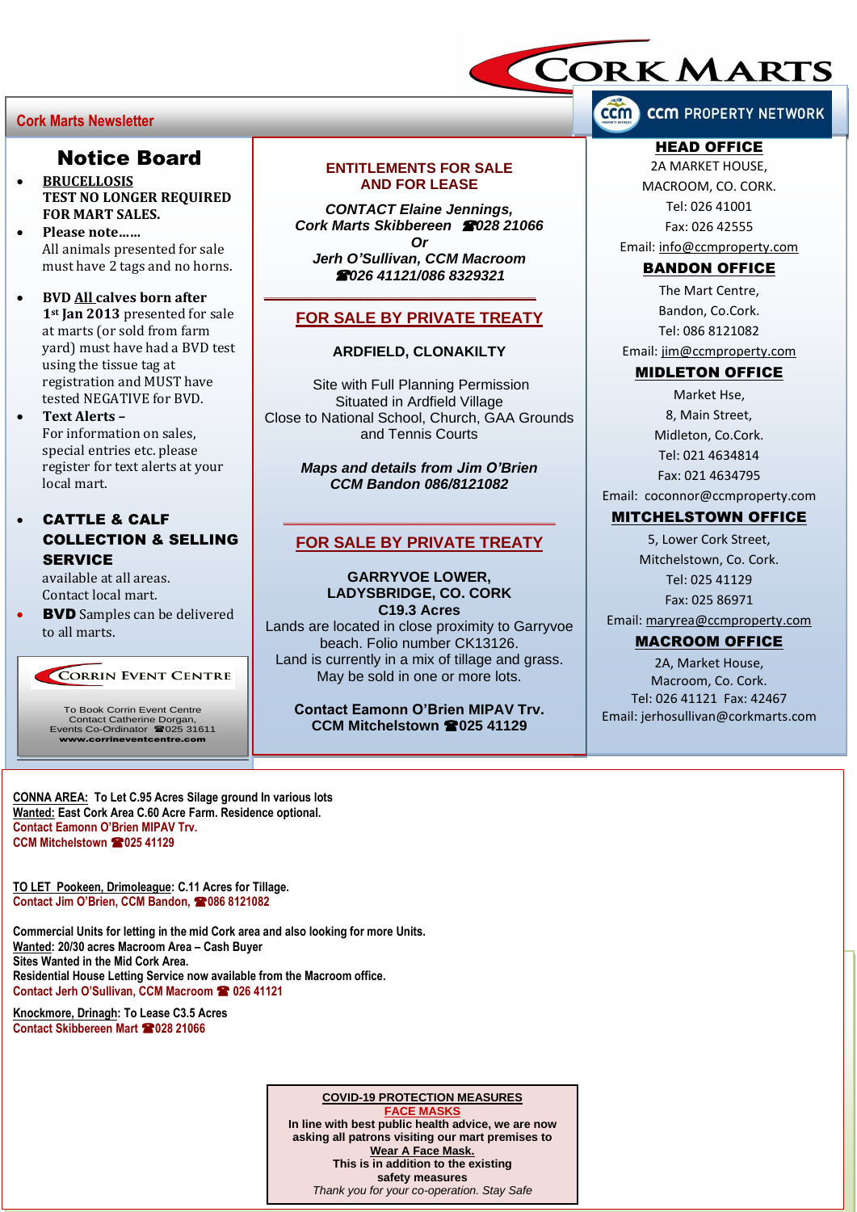# Cork Marts

CCM PROPERTY NETWORK

## Cork Marts Newsletter

## Notice Board

- **BRUCELLOSIS TEST NO LONGER REQUIRED FOR MART SALES.**
- **Please note……** All animals presented for sale must have 2 tags and no horns.
- **BVD All calves born after 1st Jan 2013** presented for sale at marts (or sold from farm yard) must have had a BVD test using the tissue tag at registration and MUST have tested NEGATIVE for BVD.
- **Text Alerts –** For information on sales, special entries etc. please register for text alerts at your local mart.
- **CATTLE & CALF COLLECTION & SELLING SERVICE** available at all areas. Contact local mart.
- **BVD** Samples can be delivered to all marts.

**CORRIN EVENT CENTRE**

To Book Corrin Event Centre
Contact Catherine Dorgan,
Events Co-Ordinator ☎025 31611
**www.corrineventcentre.com**

### ENTITLEMENTS FOR SALE AND FOR LEASE

***CONTACT Elaine Jennings, Cork Marts Skibbereen ☎028 21066***
***Or***
***Jerh O'Sullivan, CCM Macroom ☎026 41121/086 8329321***

### FOR SALE BY PRIVATE TREATY

**ARDFIELD, CLONAKILTY**

Site with Full Planning Permission
Situated in Ardfield Village
Close to National School, Church, GAA Grounds and Tennis Courts

***Maps and details from Jim O'Brien CCM Bandon 086/8121082***

### FOR SALE BY PRIVATE TREATY

**GARRYVOE LOWER, LADYSBRIDGE, CO. CORK**
**C19.3 Acres**
Lands are located in close proximity to Garryvoe beach. Folio number CK13126.
Land is currently in a mix of tillage and grass.
May be sold in one or more lots.

**Contact Eamonn O'Brien MIPAV Trv. CCM Mitchelstown ☎025 41129**

### HEAD OFFICE

2A MARKET HOUSE,
MACROOM, CO. CORK.
Tel: 026 41001
Fax: 026 42555
Email: info@ccmproperty.com

### BANDON OFFICE

The Mart Centre,
Bandon, Co.Cork.
Tel: 086 8121082
Email: jim@ccmproperty.com

### MIDLETON OFFICE

Market Hse,
8, Main Street,
Midleton, Co.Cork.
Tel: 021 4634814
Fax: 021 4634795
Email: coconnor@ccmproperty.com

### MITCHELSTOWN OFFICE

5, Lower Cork Street,
Mitchelstown, Co. Cork.
Tel: 025 41129
Fax: 025 86971
Email: maryrea@ccmproperty.com

### MACROOM OFFICE

2A, Market House,
Macroom, Co. Cork.
Tel: 026 41121 Fax: 42467
Email: jerhosullivan@corkmarts.com

---

**CONNA AREA: To Let C.95 Acres Silage ground In various lots**
**Wanted: East Cork Area C.60 Acre Farm. Residence optional.**
**Contact Eamonn O'Brien MIPAV Trv.**
**CCM Mitchelstown ☎025 41129**

**TO LET Pookeen, Drimoleague: C.11 Acres for Tillage.**
**Contact Jim O'Brien, CCM Bandon, ☎086 8121082**

**Commercial Units for letting in the mid Cork area and also looking for more Units.**
**Wanted: 20/30 acres Macroom Area – Cash Buyer**
**Sites Wanted in the Mid Cork Area.**
**Residential House Letting Service now available from the Macroom office.**
**Contact Jerh O'Sullivan, CCM Macroom ☎ 026 41121**

**Knockmore, Drinagh: To Lease C3.5 Acres**
**Contact Skibbereen Mart ☎028 21066**

**COVID-19 PROTECTION MEASURES**
**FACE MASKS**
**In line with best public health advice, we are now asking all patrons visiting our mart premises to Wear A Face Mask.**
**This is in addition to the existing safety measures**
*Thank you for your co-operation. Stay Safe*